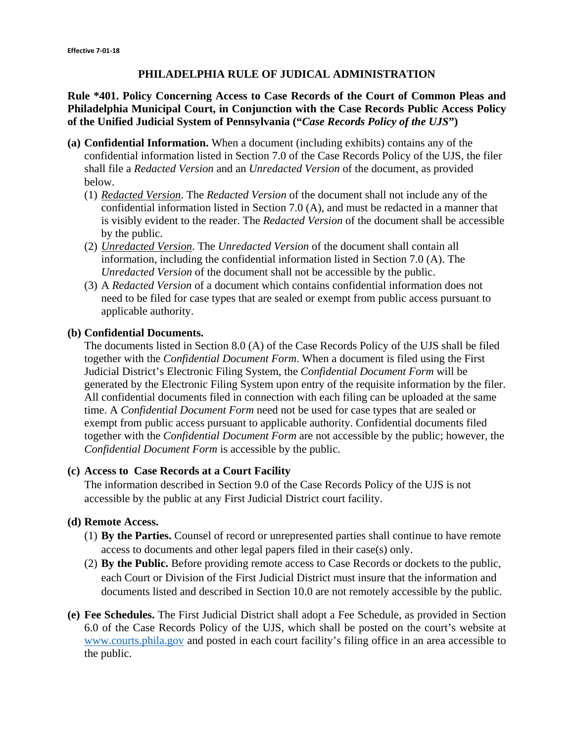**Effective 7-01-18**

# PHILADELPHIA RULE OF JUDICAL ADMINISTRATION

**Rule *401. Policy Concerning Access to Case Records of the Court of Common Pleas and Philadelphia Municipal Court, in Conjunction with the Case Records Public Access Policy of the Unified Judicial System of Pennsylvania ("*Case Records Policy of the UJS*")**

**(a) Confidential Information.** When a document (including exhibits) contains any of the confidential information listed in Section 7.0 of the Case Records Policy of the UJS, the filer shall file a *Redacted Version* and an *Unredacted Version* of the document, as provided below.

(1) *Redacted Version*. The *Redacted Version* of the document shall not include any of the confidential information listed in Section 7.0 (A), and must be redacted in a manner that is visibly evident to the reader. The *Redacted Version* of the document shall be accessible by the public.

(2) *Unredacted Version*. The *Unredacted Version* of the document shall contain all information, including the confidential information listed in Section 7.0 (A). The *Unredacted Version* of the document shall not be accessible by the public.

(3) A *Redacted Version* of a document which contains confidential information does not need to be filed for case types that are sealed or exempt from public access pursuant to applicable authority.

**(b) Confidential Documents.**

The documents listed in Section 8.0 (A) of the Case Records Policy of the UJS shall be filed together with the *Confidential Document Form*. When a document is filed using the First Judicial District's Electronic Filing System, the *Confidential Document Form* will be generated by the Electronic Filing System upon entry of the requisite information by the filer. All confidential documents filed in connection with each filing can be uploaded at the same time. A *Confidential Document Form* need not be used for case types that are sealed or exempt from public access pursuant to applicable authority. Confidential documents filed together with the *Confidential Document Form* are not accessible by the public; however, the *Confidential Document Form* is accessible by the public.

**(c) Access to Case Records at a Court Facility**

The information described in Section 9.0 of the Case Records Policy of the UJS is not accessible by the public at any First Judicial District court facility.

**(d) Remote Access.**

(1) **By the Parties.** Counsel of record or unrepresented parties shall continue to have remote access to documents and other legal papers filed in their case(s) only.

(2) **By the Public.** Before providing remote access to Case Records or dockets to the public, each Court or Division of the First Judicial District must insure that the information and documents listed and described in Section 10.0 are not remotely accessible by the public.

**(e) Fee Schedules.** The First Judicial District shall adopt a Fee Schedule, as provided in Section 6.0 of the Case Records Policy of the UJS, which shall be posted on the court's website at www.courts.phila.gov and posted in each court facility's filing office in an area accessible to the public.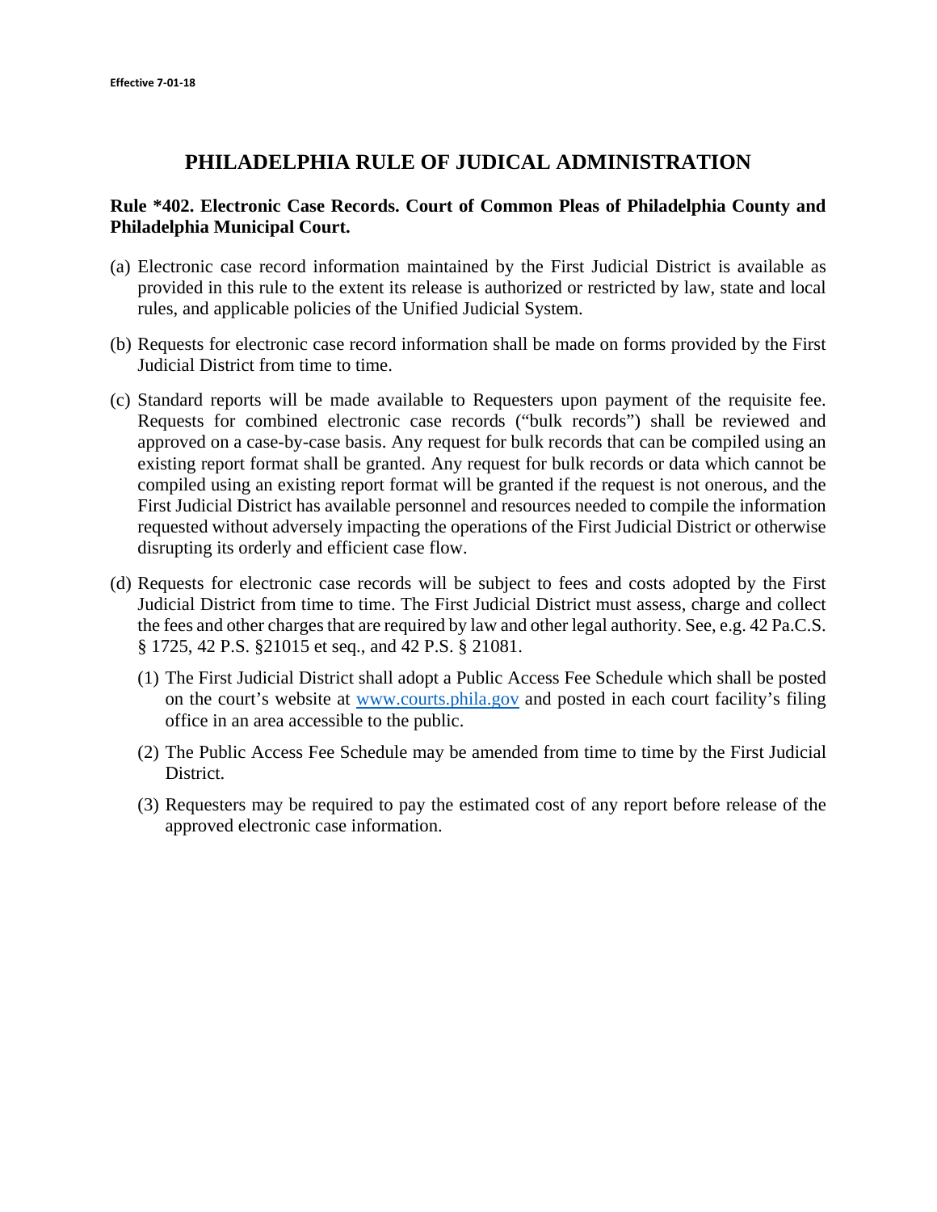Effective 7-01-18

# PHILADELPHIA RULE OF JUDICAL ADMINISTRATION

**Rule *402. Electronic Case Records. Court of Common Pleas of Philadelphia County and Philadelphia Municipal Court.**

(a) Electronic case record information maintained by the First Judicial District is available as provided in this rule to the extent its release is authorized or restricted by law, state and local rules, and applicable policies of the Unified Judicial System.

(b) Requests for electronic case record information shall be made on forms provided by the First Judicial District from time to time.

(c) Standard reports will be made available to Requesters upon payment of the requisite fee. Requests for combined electronic case records ("bulk records") shall be reviewed and approved on a case-by-case basis. Any request for bulk records that can be compiled using an existing report format shall be granted. Any request for bulk records or data which cannot be compiled using an existing report format will be granted if the request is not onerous, and the First Judicial District has available personnel and resources needed to compile the information requested without adversely impacting the operations of the First Judicial District or otherwise disrupting its orderly and efficient case flow.

(d) Requests for electronic case records will be subject to fees and costs adopted by the First Judicial District from time to time. The First Judicial District must assess, charge and collect the fees and other charges that are required by law and other legal authority. See, e.g. 42 Pa.C.S. § 1725, 42 P.S. §21015 et seq., and 42 P.S. § 21081.

   (1) The First Judicial District shall adopt a Public Access Fee Schedule which shall be posted on the court's website at [www.courts.phila.gov](http://www.courts.phila.gov) and posted in each court facility's filing office in an area accessible to the public.

   (2) The Public Access Fee Schedule may be amended from time to time by the First Judicial District.

   (3) Requesters may be required to pay the estimated cost of any report before release of the approved electronic case information.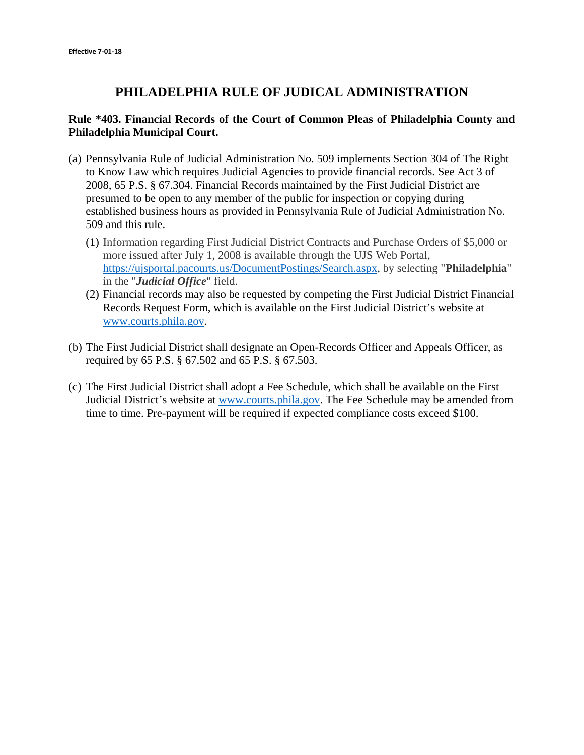Effective 7-01-18

# PHILADELPHIA RULE OF JUDICAL ADMINISTRATION

## Rule *403. Financial Records of the Court of Common Pleas of Philadelphia County and Philadelphia Municipal Court.

(a) Pennsylvania Rule of Judicial Administration No. 509 implements Section 304 of The Right to Know Law which requires Judicial Agencies to provide financial records. See Act 3 of 2008, 65 P.S. § 67.304. Financial Records maintained by the First Judicial District are presumed to be open to any member of the public for inspection or copying during established business hours as provided in Pennsylvania Rule of Judicial Administration No. 509 and this rule.

   (1) Information regarding First Judicial District Contracts and Purchase Orders of $5,000 or more issued after July 1, 2008 is available through the UJS Web Portal, https://ujsportal.pacourts.us/DocumentPostings/Search.aspx, by selecting "**Philadelphia**" in the "***Judicial Office***" field.

   (2) Financial records may also be requested by competing the First Judicial District Financial Records Request Form, which is available on the First Judicial District's website at www.courts.phila.gov.

(b) The First Judicial District shall designate an Open-Records Officer and Appeals Officer, as required by 65 P.S. § 67.502 and 65 P.S. § 67.503.

(c) The First Judicial District shall adopt a Fee Schedule, which shall be available on the First Judicial District's website at www.courts.phila.gov. The Fee Schedule may be amended from time to time. Pre-payment will be required if expected compliance costs exceed $100.